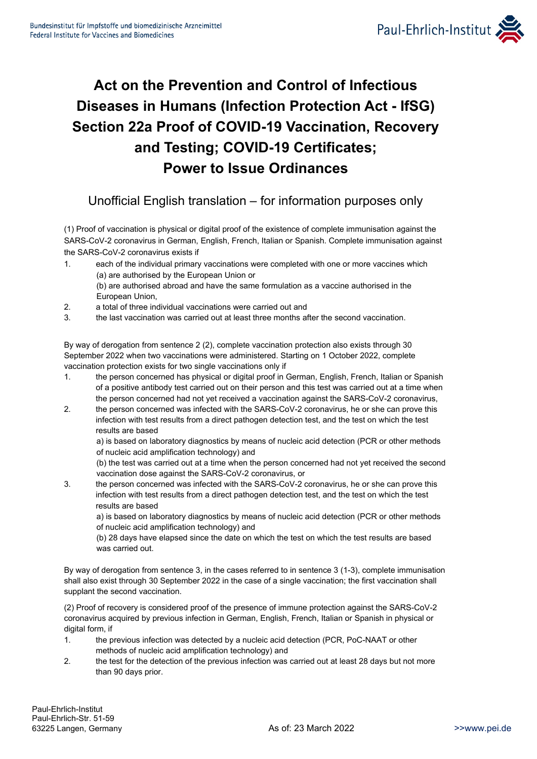# Act on the Prevention and Control of Infectious Diseases in Humans (Infection Protection Act - IfSG) Section 22a Proof of COVID-19 Vaccination, Recovery and Testing; COVID-19 Certificates; Power to Issue Ordinances

## Unofficial English translation – for information purposes only

(1) Proof of vaccination is physical or digital proof of the existence of complete immunisation against the SARS-CoV-2 coronavirus in German, English, French, Italian or Spanish. Complete immunisation against the SARS-CoV-2 coronavirus exists if

1. each of the individual primary vaccinations were completed with one or more vaccines which
   (a) are authorised by the European Union or
   (b) are authorised abroad and have the same formulation as a vaccine authorised in the European Union,
2. a total of three individual vaccinations were carried out and
3. the last vaccination was carried out at least three months after the second vaccination.

By way of derogation from sentence 2 (2), complete vaccination protection also exists through 30 September 2022 when two vaccinations were administered. Starting on 1 October 2022, complete vaccination protection exists for two single vaccinations only if

1. the person concerned has physical or digital proof in German, English, French, Italian or Spanish of a positive antibody test carried out on their person and this test was carried out at a time when the person concerned had not yet received a vaccination against the SARS-CoV-2 coronavirus,
2. the person concerned was infected with the SARS-CoV-2 coronavirus, he or she can prove this infection with test results from a direct pathogen detection test, and the test on which the test results are based
   a) is based on laboratory diagnostics by means of nucleic acid detection (PCR or other methods of nucleic acid amplification technology) and
   (b) the test was carried out at a time when the person concerned had not yet received the second vaccination dose against the SARS-CoV-2 coronavirus, or
3. the person concerned was infected with the SARS-CoV-2 coronavirus, he or she can prove this infection with test results from a direct pathogen detection test, and the test on which the test results are based
   a) is based on laboratory diagnostics by means of nucleic acid detection (PCR or other methods of nucleic acid amplification technology) and
   (b) 28 days have elapsed since the date on which the test on which the test results are based was carried out.

By way of derogation from sentence 3, in the cases referred to in sentence 3 (1-3), complete immunisation shall also exist through 30 September 2022 in the case of a single vaccination; the first vaccination shall supplant the second vaccination.

(2) Proof of recovery is considered proof of the presence of immune protection against the SARS-CoV-2 coronavirus acquired by previous infection in German, English, French, Italian or Spanish in physical or digital form, if

1. the previous infection was detected by a nucleic acid detection (PCR, PoC-NAAT or other methods of nucleic acid amplification technology) and
2. the test for the detection of the previous infection was carried out at least 28 days but not more than 90 days prior.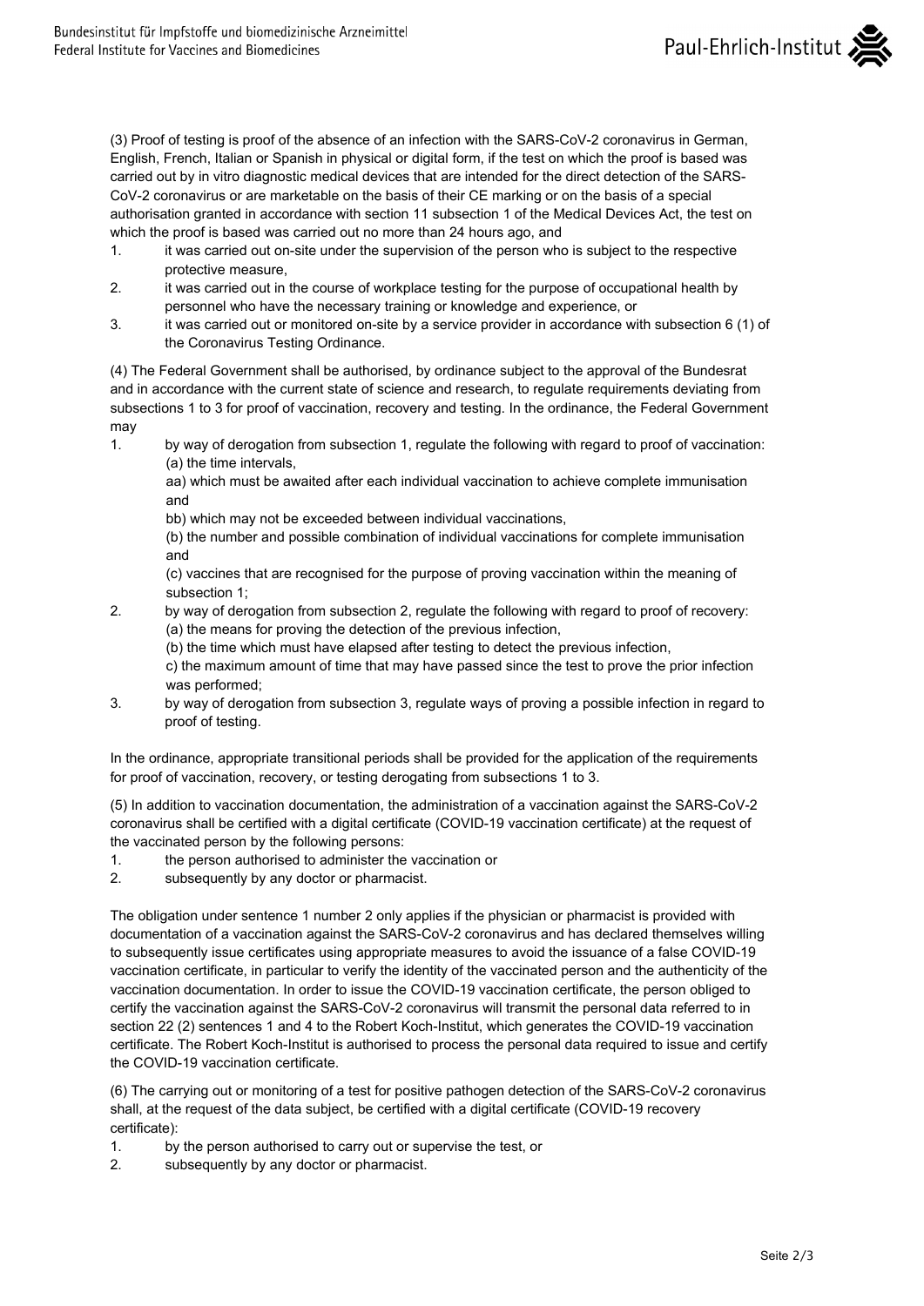(3) Proof of testing is proof of the absence of an infection with the SARS-CoV-2 coronavirus in German, English, French, Italian or Spanish in physical or digital form, if the test on which the proof is based was carried out by in vitro diagnostic medical devices that are intended for the direct detection of the SARS-CoV-2 coronavirus or are marketable on the basis of their CE marking or on the basis of a special authorisation granted in accordance with section 11 subsection 1 of the Medical Devices Act, the test on which the proof is based was carried out no more than 24 hours ago, and

1. it was carried out on-site under the supervision of the person who is subject to the respective protective measure,
2. it was carried out in the course of workplace testing for the purpose of occupational health by personnel who have the necessary training or knowledge and experience, or
3. it was carried out or monitored on-site by a service provider in accordance with subsection 6 (1) of the Coronavirus Testing Ordinance.

(4) The Federal Government shall be authorised, by ordinance subject to the approval of the Bundesrat and in accordance with the current state of science and research, to regulate requirements deviating from subsections 1 to 3 for proof of vaccination, recovery and testing. In the ordinance, the Federal Government may

1. by way of derogation from subsection 1, regulate the following with regard to proof of vaccination:
   (a) the time intervals,
   aa) which must be awaited after each individual vaccination to achieve complete immunisation and
   bb) which may not be exceeded between individual vaccinations,
   (b) the number and possible combination of individual vaccinations for complete immunisation and
   (c) vaccines that are recognised for the purpose of proving vaccination within the meaning of subsection 1;
2. by way of derogation from subsection 2, regulate the following with regard to proof of recovery:
   (a) the means for proving the detection of the previous infection,
   (b) the time which must have elapsed after testing to detect the previous infection,
   c) the maximum amount of time that may have passed since the test to prove the prior infection was performed;
3. by way of derogation from subsection 3, regulate ways of proving a possible infection in regard to proof of testing.

In the ordinance, appropriate transitional periods shall be provided for the application of the requirements for proof of vaccination, recovery, or testing derogating from subsections 1 to 3.

(5) In addition to vaccination documentation, the administration of a vaccination against the SARS-CoV-2 coronavirus shall be certified with a digital certificate (COVID-19 vaccination certificate) at the request of the vaccinated person by the following persons:

1. the person authorised to administer the vaccination or
2. subsequently by any doctor or pharmacist.

The obligation under sentence 1 number 2 only applies if the physician or pharmacist is provided with documentation of a vaccination against the SARS-CoV-2 coronavirus and has declared themselves willing to subsequently issue certificates using appropriate measures to avoid the issuance of a false COVID-19 vaccination certificate, in particular to verify the identity of the vaccinated person and the authenticity of the vaccination documentation. In order to issue the COVID-19 vaccination certificate, the person obliged to certify the vaccination against the SARS-CoV-2 coronavirus will transmit the personal data referred to in section 22 (2) sentences 1 and 4 to the Robert Koch-Institut, which generates the COVID-19 vaccination certificate. The Robert Koch-Institut is authorised to process the personal data required to issue and certify the COVID-19 vaccination certificate.

(6) The carrying out or monitoring of a test for positive pathogen detection of the SARS-CoV-2 coronavirus shall, at the request of the data subject, be certified with a digital certificate (COVID-19 recovery certificate):

1. by the person authorised to carry out or supervise the test, or
2. subsequently by any doctor or pharmacist.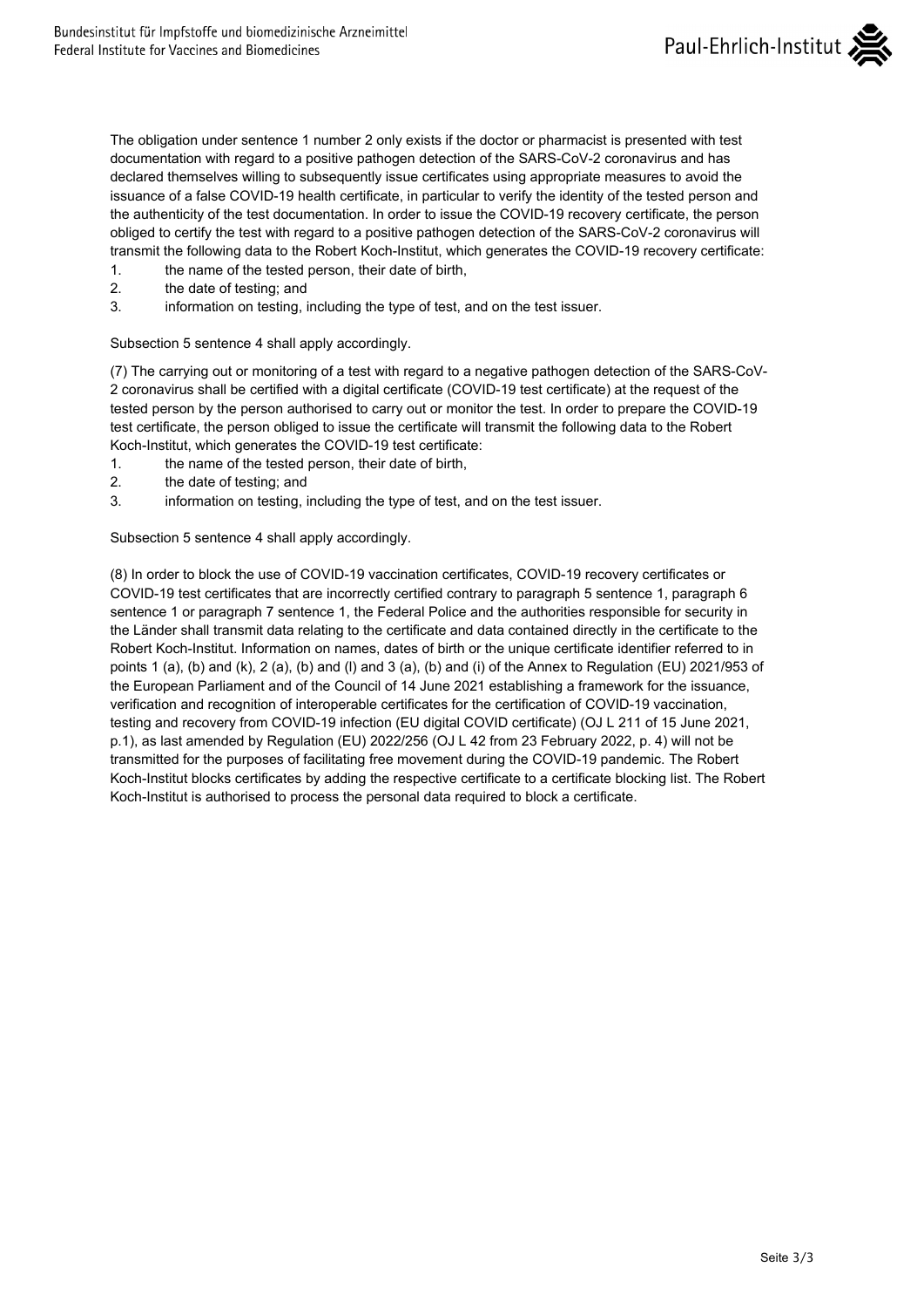The obligation under sentence 1 number 2 only exists if the doctor or pharmacist is presented with test documentation with regard to a positive pathogen detection of the SARS-CoV-2 coronavirus and has declared themselves willing to subsequently issue certificates using appropriate measures to avoid the issuance of a false COVID-19 health certificate, in particular to verify the identity of the tested person and the authenticity of the test documentation. In order to issue the COVID-19 recovery certificate, the person obliged to certify the test with regard to a positive pathogen detection of the SARS-CoV-2 coronavirus will transmit the following data to the Robert Koch-Institut, which generates the COVID-19 recovery certificate:

1. the name of the tested person, their date of birth,
2. the date of testing; and
3. information on testing, including the type of test, and on the test issuer.

Subsection 5 sentence 4 shall apply accordingly.

(7) The carrying out or monitoring of a test with regard to a negative pathogen detection of the SARS-CoV-2 coronavirus shall be certified with a digital certificate (COVID-19 test certificate) at the request of the tested person by the person authorised to carry out or monitor the test. In order to prepare the COVID-19 test certificate, the person obliged to issue the certificate will transmit the following data to the Robert Koch-Institut, which generates the COVID-19 test certificate:

1. the name of the tested person, their date of birth,
2. the date of testing; and
3. information on testing, including the type of test, and on the test issuer.

Subsection 5 sentence 4 shall apply accordingly.

(8) In order to block the use of COVID-19 vaccination certificates, COVID-19 recovery certificates or COVID-19 test certificates that are incorrectly certified contrary to paragraph 5 sentence 1, paragraph 6 sentence 1 or paragraph 7 sentence 1, the Federal Police and the authorities responsible for security in the Länder shall transmit data relating to the certificate and data contained directly in the certificate to the Robert Koch-Institut. Information on names, dates of birth or the unique certificate identifier referred to in points 1 (a), (b) and (k), 2 (a), (b) and (l) and 3 (a), (b) and (i) of the Annex to Regulation (EU) 2021/953 of the European Parliament and of the Council of 14 June 2021 establishing a framework for the issuance, verification and recognition of interoperable certificates for the certification of COVID-19 vaccination, testing and recovery from COVID-19 infection (EU digital COVID certificate) (OJ L 211 of 15 June 2021, p.1), as last amended by Regulation (EU) 2022/256 (OJ L 42 from 23 February 2022, p. 4) will not be transmitted for the purposes of facilitating free movement during the COVID-19 pandemic. The Robert Koch-Institut blocks certificates by adding the respective certificate to a certificate blocking list. The Robert Koch-Institut is authorised to process the personal data required to block a certificate.